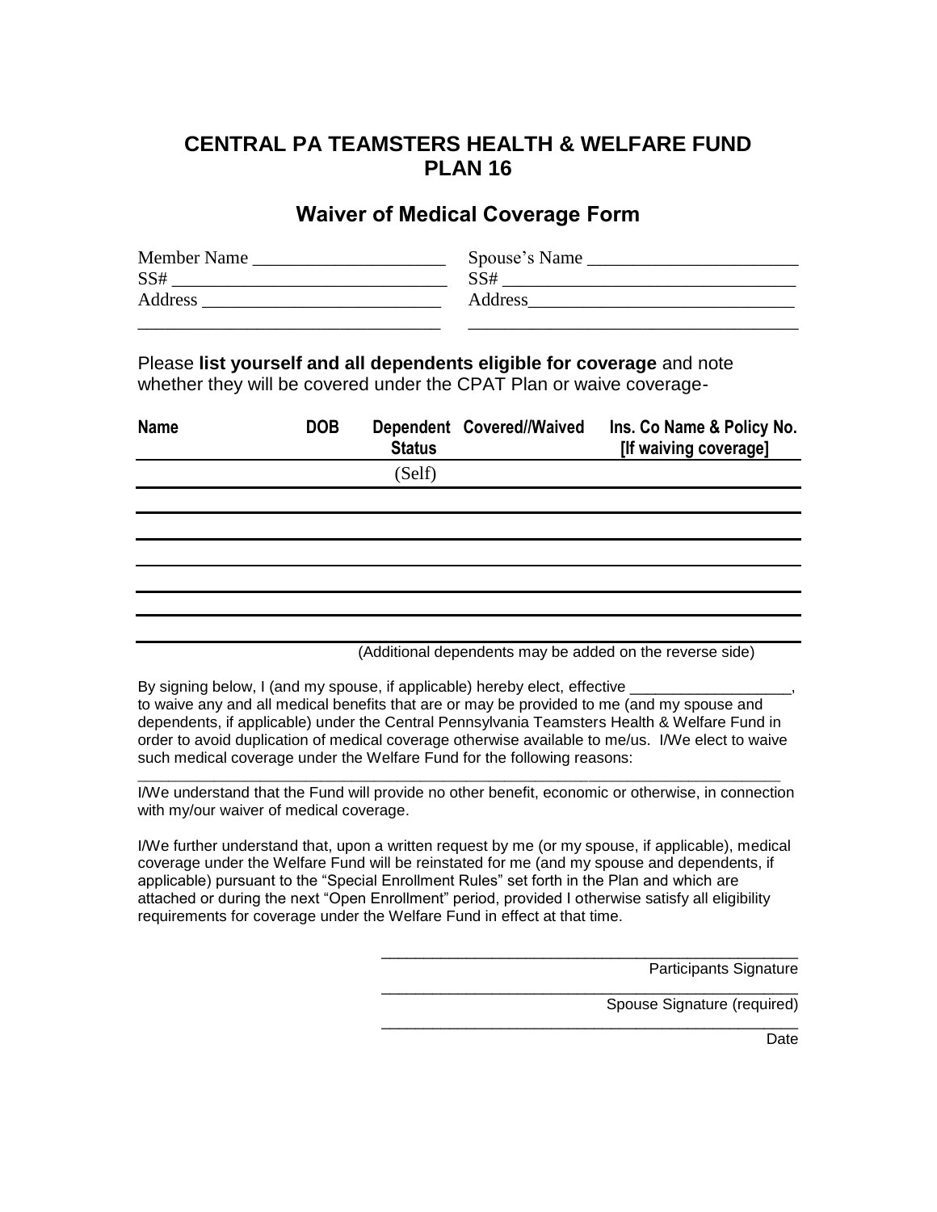# CENTRAL PA TEAMSTERS HEALTH & WELFARE FUND
# PLAN 16

## Waiver of Medical Coverage Form

Member Name ______________________ Spouse's Name ________________________

SS# ________________________________ SS# __________________________________

Address ____________________________ Address______________________________

__________________________________ ______________________________________

Please **list yourself and all dependents eligible for coverage** and note whether they will be covered under the CPAT Plan or waive coverage-

| Name | DOB | Dependent Status | Covered//Waived | Ins. Co Name & Policy No. [If waiving coverage] |
|---|---|---|---|---|
| | | (Self) | | |
| | | | | |
| | | | | |
| | | | | |
| | | | | |
| | | | | |

(Additional dependents may be added on the reverse side)

By signing below, I (and my spouse, if applicable) hereby elect, effective ___________________, to waive any and all medical benefits that are or may be provided to me (and my spouse and dependents, if applicable) under the Central Pennsylvania Teamsters Health & Welfare Fund in order to avoid duplication of medical coverage otherwise available to me/us. I/We elect to waive such medical coverage under the Welfare Fund for the following reasons:

_____________________________________________________________________________________

I/We understand that the Fund will provide no other benefit, economic or otherwise, in connection with my/our waiver of medical coverage.

I/We further understand that, upon a written request by me (or my spouse, if applicable), medical coverage under the Welfare Fund will be reinstated for me (and my spouse and dependents, if applicable) pursuant to the "Special Enrollment Rules" set forth in the Plan and which are attached or during the next "Open Enrollment" period, provided I otherwise satisfy all eligibility requirements for coverage under the Welfare Fund in effect at that time.

_____________________________________________
Participants Signature

_____________________________________________
Spouse Signature (required)

_____________________________________________
Date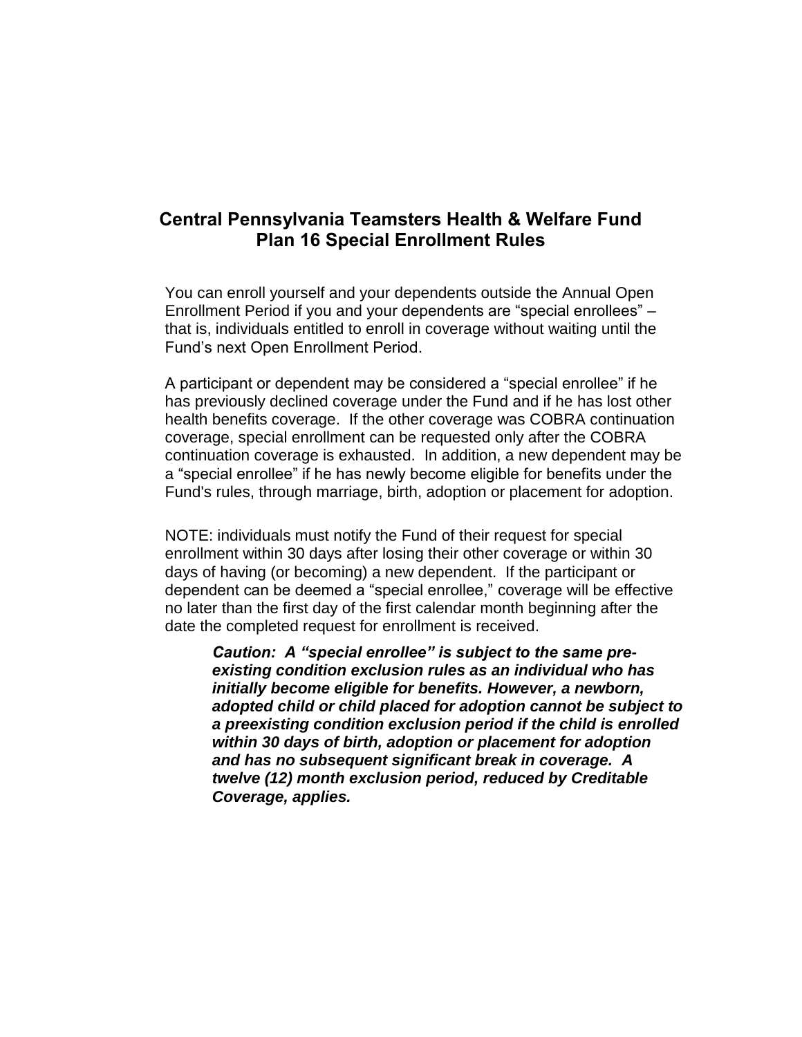# Central Pennsylvania Teamsters Health & Welfare Fund
## Plan 16 Special Enrollment Rules

You can enroll yourself and your dependents outside the Annual Open Enrollment Period if you and your dependents are "special enrollees" – that is, individuals entitled to enroll in coverage without waiting until the Fund's next Open Enrollment Period.

A participant or dependent may be considered a "special enrollee" if he has previously declined coverage under the Fund and if he has lost other health benefits coverage. If the other coverage was COBRA continuation coverage, special enrollment can be requested only after the COBRA continuation coverage is exhausted. In addition, a new dependent may be a "special enrollee" if he has newly become eligible for benefits under the Fund's rules, through marriage, birth, adoption or placement for adoption.

NOTE: individuals must notify the Fund of their request for special enrollment within 30 days after losing their other coverage or within 30 days of having (or becoming) a new dependent. If the participant or dependent can be deemed a "special enrollee," coverage will be effective no later than the first day of the first calendar month beginning after the date the completed request for enrollment is received.

> ***Caution: A "special enrollee" is subject to the same pre-existing condition exclusion rules as an individual who has initially become eligible for benefits. However, a newborn, adopted child or child placed for adoption cannot be subject to a preexisting condition exclusion period if the child is enrolled within 30 days of birth, adoption or placement for adoption and has no subsequent significant break in coverage. A twelve (12) month exclusion period, reduced by Creditable Coverage, applies.***